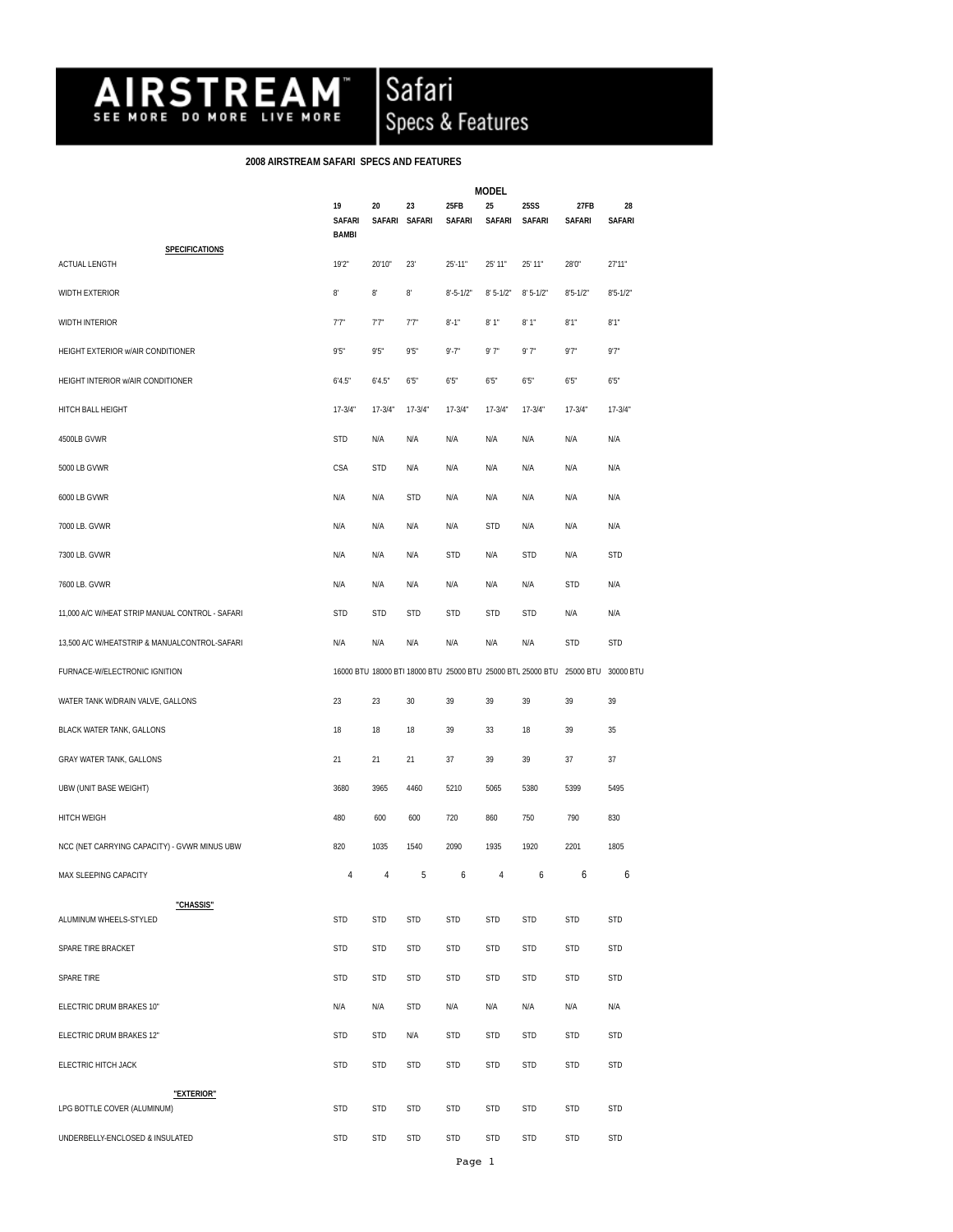# AIRSTREAM Safari Specs & Features

SEE MORE DO MORE LIVE MORE

## 2008 AIRSTREAM SAFARI SPECS AND FEATURES

| | MODEL | | | | | | | |
|---|---|---|---|---|---|---|---|---|
| | 19 SAFARI BAMBI | 20 SAFARI | 23 SAFARI | 25FB SAFARI | 25 SAFARI | 25SS SAFARI | 27FB SAFARI | 28 SAFARI |
| **SPECIFICATIONS** | | | | | | | | |
| ACTUAL LENGTH | 19'2" | 20'10" | 23' | 25'-11" | 25' 11" | 25' 11" | 28'0" | 27'11" |
| WIDTH EXTERIOR | 8' | 8' | 8' | 8'-5-1/2" | 8' 5-1/2" | 8' 5-1/2" | 8'5-1/2" | 8'5-1/2" |
| WIDTH INTERIOR | 7'7" | 7'7" | 7'7" | 8'-1" | 8' 1" | 8' 1" | 8'1" | 8'1" |
| HEIGHT EXTERIOR w/AIR CONDITIONER | 9'5" | 9'5" | 9'5" | 9'-7" | 9' 7" | 9' 7" | 9'7" | 9'7" |
| HEIGHT INTERIOR w/AIR CONDITIONER | 6'4.5" | 6'4.5" | 6'5" | 6'5" | 6'5" | 6'5" | 6'5" | 6'5" |
| HITCH BALL HEIGHT | 17-3/4" | 17-3/4" | 17-3/4" | 17-3/4" | 17-3/4" | 17-3/4" | 17-3/4" | 17-3/4" |
| 4500LB GVWR | STD | N/A | N/A | N/A | N/A | N/A | N/A | N/A |
| 5000 LB GVWR | CSA | STD | N/A | N/A | N/A | N/A | N/A | N/A |
| 6000 LB GVWR | N/A | N/A | STD | N/A | N/A | N/A | N/A | N/A |
| 7000 LB. GVWR | N/A | N/A | N/A | N/A | STD | N/A | N/A | N/A |
| 7300 LB. GVWR | N/A | N/A | N/A | STD | N/A | STD | N/A | STD |
| 7600 LB. GVWR | N/A | N/A | N/A | N/A | N/A | N/A | STD | N/A |
| 11,000 A/C W/HEAT STRIP MANUAL CONTROL - SAFARI | STD | STD | STD | STD | STD | STD | N/A | N/A |
| 13,500 A/C W/HEATSTRIP & MANUALCONTROL-SAFARI | N/A | N/A | N/A | N/A | N/A | N/A | STD | STD |
| FURNACE-W/ELECTRONIC IGNITION | 16000 BTU | 18000 BTI | 18000 BTU | 25000 BTU | 25000 BTL | 25000 BTU | 25000 BTU | 30000 BTU |
| WATER TANK W/DRAIN VALVE, GALLONS | 23 | 23 | 30 | 39 | 39 | 39 | 39 | 39 |
| BLACK WATER TANK, GALLONS | 18 | 18 | 18 | 39 | 33 | 18 | 39 | 35 |
| GRAY WATER TANK, GALLONS | 21 | 21 | 21 | 37 | 39 | 39 | 37 | 37 |
| UBW (UNIT BASE WEIGHT) | 3680 | 3965 | 4460 | 5210 | 5065 | 5380 | 5399 | 5495 |
| HITCH WEIGH | 480 | 600 | 600 | 720 | 860 | 750 | 790 | 830 |
| NCC (NET CARRYING CAPACITY) - GVWR MINUS UBW | 820 | 1035 | 1540 | 2090 | 1935 | 1920 | 2201 | 1805 |
| MAX SLEEPING CAPACITY | 4 | 4 | 5 | 6 | 4 | 6 | 6 | 6 |
| **"CHASSIS"** | | | | | | | | |
| ALUMINUM WHEELS-STYLED | STD | STD | STD | STD | STD | STD | STD | STD |
| SPARE TIRE BRACKET | STD | STD | STD | STD | STD | STD | STD | STD |
| SPARE TIRE | STD | STD | STD | STD | STD | STD | STD | STD |
| ELECTRIC DRUM BRAKES 10" | N/A | N/A | STD | N/A | N/A | N/A | N/A | N/A |
| ELECTRIC DRUM BRAKES 12" | STD | STD | N/A | STD | STD | STD | STD | STD |
| ELECTRIC HITCH JACK | STD | STD | STD | STD | STD | STD | STD | STD |
| **"EXTERIOR"** | | | | | | | | |
| LPG BOTTLE COVER (ALUMINUM) | STD | STD | STD | STD | STD | STD | STD | STD |
| UNDERBELLY-ENCLOSED & INSULATED | STD | STD | STD | STD | STD | STD | STD | STD |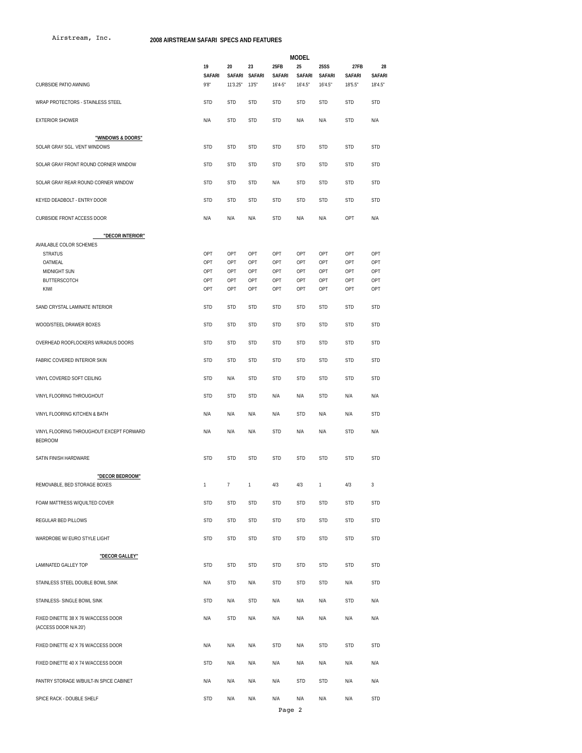Airstream, Inc.

## 2008 AIRSTREAM SAFARI SPECS AND FEATURES

| | MODEL | | | | | | | |
|---|---|---|---|---|---|---|---|---|
| | 19 SAFARI | 20 SAFARI | 23 SAFARI | 25FB SAFARI | 25 SAFARI | 25SS SAFARI | 27FB SAFARI | 28 SAFARI |
| CURBSIDE PATIO AWNING | 9'8" | 11'3.25" | 13'5" | 16'4-5" | 16'4.5" | 16'4.5" | 18'5.5" | 18'4.5" |
| WRAP PROTECTORS - STAINLESS STEEL | STD | STD | STD | STD | STD | STD | STD | STD |
| EXTERIOR SHOWER | N/A | STD | STD | STD | N/A | N/A | STD | N/A |
| **"WINDOWS & DOORS"** | | | | | | | | |
| SOLAR GRAY SGL. VENT WINDOWS | STD | STD | STD | STD | STD | STD | STD | STD |
| SOLAR GRAY FRONT ROUND CORNER WINDOW | STD | STD | STD | STD | STD | STD | STD | STD |
| SOLAR GRAY REAR ROUND CORNER WINDOW | STD | STD | STD | N/A | STD | STD | STD | STD |
| KEYED DEADBOLT - ENTRY DOOR | STD | STD | STD | STD | STD | STD | STD | STD |
| CURBSIDE FRONT ACCESS DOOR | N/A | N/A | N/A | STD | N/A | N/A | OPT | N/A |
| **"DECOR INTERIOR"** | | | | | | | | |
| AVAILABLE COLOR SCHEMES | | | | | | | | |
| STRATUS | OPT | OPT | OPT | OPT | OPT | OPT | OPT | OPT |
| OATMEAL | OPT | OPT | OPT | OPT | OPT | OPT | OPT | OPT |
| MIDNIGHT SUN | OPT | OPT | OPT | OPT | OPT | OPT | OPT | OPT |
| BUTTERSCOTCH | OPT | OPT | OPT | OPT | OPT | OPT | OPT | OPT |
| KIWI | OPT | OPT | OPT | OPT | OPT | OPT | OPT | OPT |
| SAND CRYSTAL LAMINATE INTERIOR | STD | STD | STD | STD | STD | STD | STD | STD |
| WOOD/STEEL DRAWER BOXES | STD | STD | STD | STD | STD | STD | STD | STD |
| OVERHEAD ROOFLOCKERS W/RADIUS DOORS | STD | STD | STD | STD | STD | STD | STD | STD |
| FABRIC COVERED INTERIOR SKIN | STD | STD | STD | STD | STD | STD | STD | STD |
| VINYL COVERED SOFT CEILING | STD | N/A | STD | STD | STD | STD | STD | STD |
| VINYL FLOORING THROUGHOUT | STD | STD | STD | N/A | N/A | STD | N/A | N/A |
| VINYL FLOORING KITCHEN & BATH | N/A | N/A | N/A | N/A | STD | N/A | N/A | STD |
| VINYL FLOORING THROUGHOUT EXCEPT FORWARD BEDROOM | N/A | N/A | N/A | STD | N/A | N/A | STD | N/A |
| SATIN FINISH HARDWARE | STD | STD | STD | STD | STD | STD | STD | STD |
| **"DECOR BEDROOM"** | | | | | | | | |
| REMOVABLE, BED STORAGE BOXES | 1 | 7 | 1 | 4/3 | 4/3 | 1 | 4/3 | 3 |
| FOAM MATTRESS W/QUILTED COVER | STD | STD | STD | STD | STD | STD | STD | STD |
| REGULAR BED PILLOWS | STD | STD | STD | STD | STD | STD | STD | STD |
| WARDROBE W/ EURO STYLE LIGHT | STD | STD | STD | STD | STD | STD | STD | STD |
| **"DECOR GALLEY"** | | | | | | | | |
| LAMINATED GALLEY TOP | STD | STD | STD | STD | STD | STD | STD | STD |
| STAINLESS STEEL DOUBLE BOWL SINK | N/A | STD | N/A | STD | STD | STD | N/A | STD |
| STAINLESS- SINGLE BOWL SINK | STD | N/A | STD | N/A | N/A | N/A | STD | N/A |
| FIXED DINETTE 38 X 76 W/ACCESS DOOR (ACCESS DOOR N/A 20') | N/A | STD | N/A | N/A | N/A | N/A | N/A | N/A |
| FIXED DINETTE 42 X 76 W/ACCESS DOOR | N/A | N/A | N/A | STD | N/A | STD | STD | STD |
| FIXED DINETTE 40 X 74 W/ACCESS DOOR | STD | N/A | N/A | N/A | N/A | N/A | N/A | N/A |
| PANTRY STORAGE W/BUILT-IN SPICE CABINET | N/A | N/A | N/A | N/A | STD | STD | N/A | N/A |
| SPICE RACK - DOUBLE SHELF | STD | N/A | N/A | N/A | N/A | N/A | N/A | STD |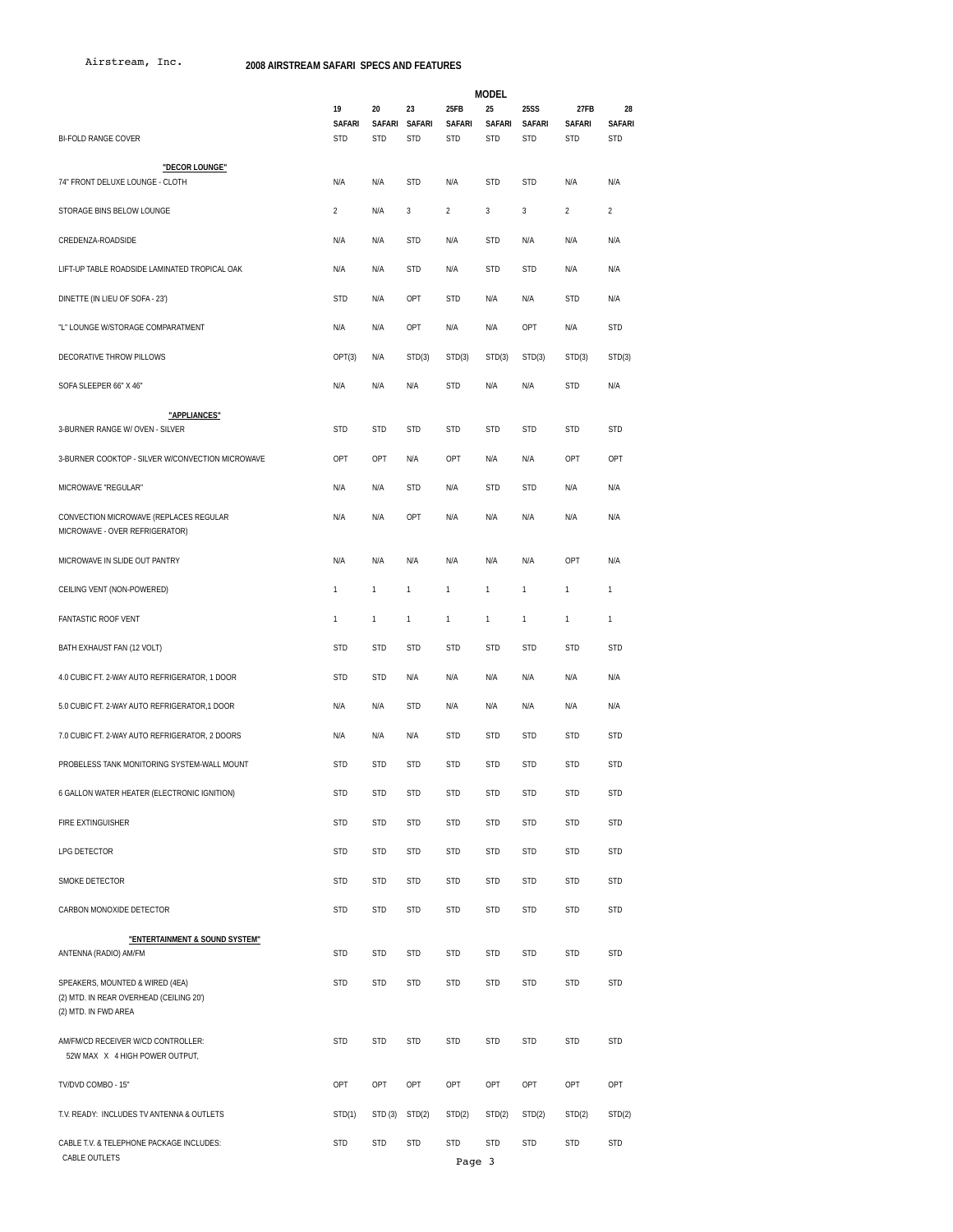Airstream, Inc.

# 2008 AIRSTREAM SAFARI SPECS AND FEATURES

| | MODEL | | | | | | | |
|---|---|---|---|---|---|---|---|---|
| | 19 SAFARI | 20 SAFARI | 23 SAFARI | 25FB SAFARI | 25 SAFARI | 25SS SAFARI | 27FB SAFARI | 28 SAFARI |
| BI-FOLD RANGE COVER | STD | STD | STD | STD | STD | STD | STD | STD |
| **"DECOR LOUNGE"** | | | | | | | | |
| 74" FRONT DELUXE LOUNGE - CLOTH | N/A | N/A | STD | N/A | STD | STD | N/A | N/A |
| STORAGE BINS BELOW LOUNGE | 2 | N/A | 3 | 2 | 3 | 3 | 2 | 2 |
| CREDENZA-ROADSIDE | N/A | N/A | STD | N/A | STD | N/A | N/A | N/A |
| LIFT-UP TABLE ROADSIDE LAMINATED TROPICAL OAK | N/A | N/A | STD | N/A | STD | STD | N/A | N/A |
| DINETTE (IN LIEU OF SOFA - 23') | STD | N/A | OPT | STD | N/A | N/A | STD | N/A |
| "L" LOUNGE W/STORAGE COMPARATMENT | N/A | N/A | OPT | N/A | N/A | OPT | N/A | STD |
| DECORATIVE THROW PILLOWS | OPT(3) | N/A | STD(3) | STD(3) | STD(3) | STD(3) | STD(3) | STD(3) |
| SOFA SLEEPER 66" X 46" | N/A | N/A | N/A | STD | N/A | N/A | STD | N/A |
| **"APPLIANCES"** | | | | | | | | |
| 3-BURNER RANGE W/ OVEN - SILVER | STD | STD | STD | STD | STD | STD | STD | STD |
| 3-BURNER COOKTOP - SILVER W/CONVECTION MICROWAVE | OPT | OPT | N/A | OPT | N/A | N/A | OPT | OPT |
| MICROWAVE "REGULAR" | N/A | N/A | STD | N/A | STD | STD | N/A | N/A |
| CONVECTION MICROWAVE (REPLACES REGULAR MICROWAVE - OVER REFRIGERATOR) | N/A | N/A | OPT | N/A | N/A | N/A | N/A | N/A |
| MICROWAVE IN SLIDE OUT PANTRY | N/A | N/A | N/A | N/A | N/A | N/A | OPT | N/A |
| CEILING VENT (NON-POWERED) | 1 | 1 | 1 | 1 | 1 | 1 | 1 | 1 |
| FANTASTIC ROOF VENT | 1 | 1 | 1 | 1 | 1 | 1 | 1 | 1 |
| BATH EXHAUST FAN (12 VOLT) | STD | STD | STD | STD | STD | STD | STD | STD |
| 4.0 CUBIC FT. 2-WAY AUTO REFRIGERATOR, 1 DOOR | STD | STD | N/A | N/A | N/A | N/A | N/A | N/A |
| 5.0 CUBIC FT. 2-WAY AUTO REFRIGERATOR,1 DOOR | N/A | N/A | STD | N/A | N/A | N/A | N/A | N/A |
| 7.0 CUBIC FT. 2-WAY AUTO REFRIGERATOR, 2 DOORS | N/A | N/A | N/A | STD | STD | STD | STD | STD |
| PROBELESS TANK MONITORING SYSTEM-WALL MOUNT | STD | STD | STD | STD | STD | STD | STD | STD |
| 6 GALLON WATER HEATER (ELECTRONIC IGNITION) | STD | STD | STD | STD | STD | STD | STD | STD |
| FIRE EXTINGUISHER | STD | STD | STD | STD | STD | STD | STD | STD |
| LPG DETECTOR | STD | STD | STD | STD | STD | STD | STD | STD |
| SMOKE DETECTOR | STD | STD | STD | STD | STD | STD | STD | STD |
| CARBON MONOXIDE DETECTOR | STD | STD | STD | STD | STD | STD | STD | STD |
| **"ENTERTAINMENT & SOUND SYSTEM"** | | | | | | | | |
| ANTENNA (RADIO) AM/FM | STD | STD | STD | STD | STD | STD | STD | STD |
| SPEAKERS, MOUNTED & WIRED (4EA) (2) MTD. IN REAR OVERHEAD (CEILING 20') (2) MTD. IN FWD AREA | STD | STD | STD | STD | STD | STD | STD | STD |
| AM/FM/CD RECEIVER W/CD CONTROLLER: 52W MAX X 4 HIGH POWER OUTPUT, | STD | STD | STD | STD | STD | STD | STD | STD |
| TV/DVD COMBO - 15" | OPT | OPT | OPT | OPT | OPT | OPT | OPT | OPT |
| T.V. READY: INCLUDES TV ANTENNA & OUTLETS | STD(1) | STD (3) | STD(2) | STD(2) | STD(2) | STD(2) | STD(2) | STD(2) |
| CABLE T.V. & TELEPHONE PACKAGE INCLUDES: CABLE OUTLETS | STD | STD | STD | STD | STD | STD | STD | STD |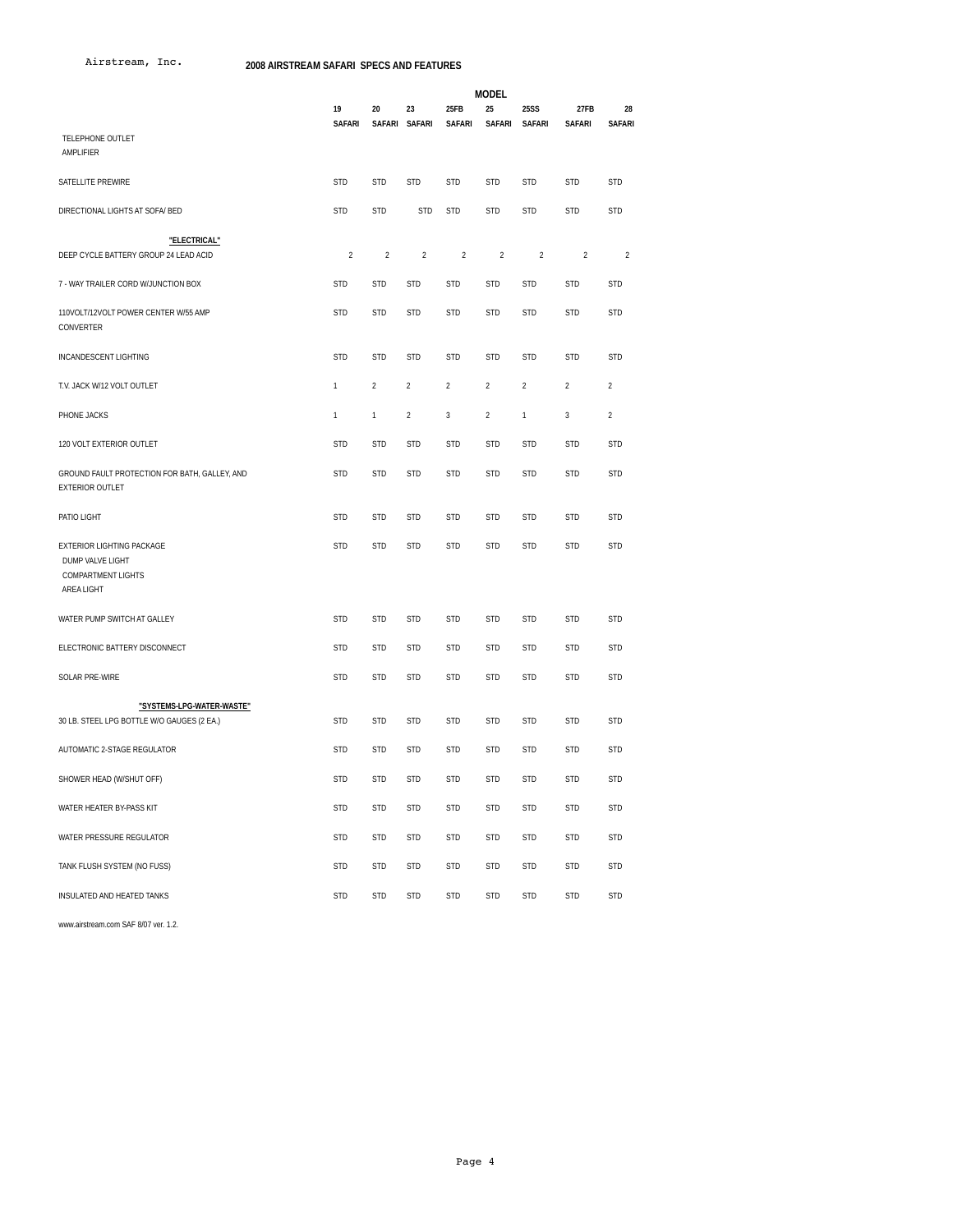Airstream, Inc. **2008 AIRSTREAM SAFARI SPECS AND FEATURES**

| | MODEL | | | | | | | |
|---|---|---|---|---|---|---|---|---|
| | 19 SAFARI | 20 SAFARI | 23 SAFARI | 25FB SAFARI | 25 SAFARI | 25SS SAFARI | 27FB SAFARI | 28 SAFARI |
| TELEPHONE OUTLET AMPLIFIER | | | | | | | | |
| SATELLITE PREWIRE | STD | STD | STD | STD | STD | STD | STD | STD |
| DIRECTIONAL LIGHTS AT SOFA/ BED | STD | STD | STD | STD | STD | STD | STD | STD |
| **"ELECTRICAL"** | | | | | | | | |
| DEEP CYCLE BATTERY GROUP 24 LEAD ACID | 2 | 2 | 2 | 2 | 2 | 2 | 2 | 2 |
| 7 - WAY TRAILER CORD W/JUNCTION BOX | STD | STD | STD | STD | STD | STD | STD | STD |
| 110VOLT/12VOLT POWER CENTER W/55 AMP CONVERTER | STD | STD | STD | STD | STD | STD | STD | STD |
| INCANDESCENT LIGHTING | STD | STD | STD | STD | STD | STD | STD | STD |
| T.V. JACK W/12 VOLT OUTLET | 1 | 2 | 2 | 2 | 2 | 2 | 2 | 2 |
| PHONE JACKS | 1 | 1 | 2 | 3 | 2 | 1 | 3 | 2 |
| 120 VOLT EXTERIOR OUTLET | STD | STD | STD | STD | STD | STD | STD | STD |
| GROUND FAULT PROTECTION FOR BATH, GALLEY, AND EXTERIOR OUTLET | STD | STD | STD | STD | STD | STD | STD | STD |
| PATIO LIGHT | STD | STD | STD | STD | STD | STD | STD | STD |
| EXTERIOR LIGHTING PACKAGE<br>DUMP VALVE LIGHT<br>COMPARTMENT LIGHTS<br>AREA LIGHT | STD | STD | STD | STD | STD | STD | STD | STD |
| WATER PUMP SWITCH AT GALLEY | STD | STD | STD | STD | STD | STD | STD | STD |
| ELECTRONIC BATTERY DISCONNECT | STD | STD | STD | STD | STD | STD | STD | STD |
| SOLAR PRE-WIRE | STD | STD | STD | STD | STD | STD | STD | STD |
| **"SYSTEMS-LPG-WATER-WASTE"** | | | | | | | | |
| 30 LB. STEEL LPG BOTTLE W/O GAUGES (2 EA.) | STD | STD | STD | STD | STD | STD | STD | STD |
| AUTOMATIC 2-STAGE REGULATOR | STD | STD | STD | STD | STD | STD | STD | STD |
| SHOWER HEAD (W/SHUT OFF) | STD | STD | STD | STD | STD | STD | STD | STD |
| WATER HEATER BY-PASS KIT | STD | STD | STD | STD | STD | STD | STD | STD |
| WATER PRESSURE REGULATOR | STD | STD | STD | STD | STD | STD | STD | STD |
| TANK FLUSH SYSTEM (NO FUSS) | STD | STD | STD | STD | STD | STD | STD | STD |
| INSULATED AND HEATED TANKS | STD | STD | STD | STD | STD | STD | STD | STD |

www.airstream.com SAF 8/07 ver. 1.2.